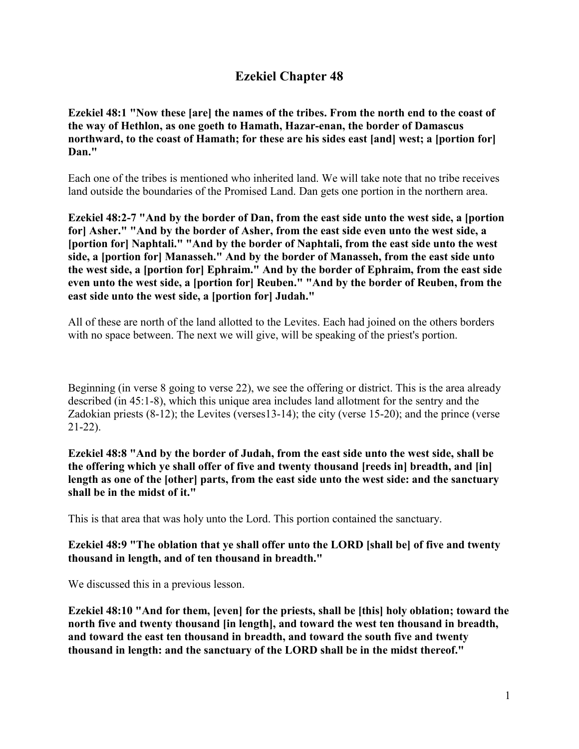# Ezekiel Chapter 48

**Ezekiel 48:1 "Now these [are] the names of the tribes. From the north end to the coast of the way of Hethlon, as one goeth to Hamath, Hazar-enan, the border of Damascus northward, to the coast of Hamath; for these are his sides east [and] west; a [portion for] Dan."**

Each one of the tribes is mentioned who inherited land. We will take note that no tribe receives land outside the boundaries of the Promised Land. Dan gets one portion in the northern area.

**Ezekiel 48:2-7 "And by the border of Dan, from the east side unto the west side, a [portion for] Asher." "And by the border of Asher, from the east side even unto the west side, a [portion for] Naphtali." "And by the border of Naphtali, from the east side unto the west side, a [portion for] Manasseh." And by the border of Manasseh, from the east side unto the west side, a [portion for] Ephraim." And by the border of Ephraim, from the east side even unto the west side, a [portion for] Reuben." "And by the border of Reuben, from the east side unto the west side, a [portion for] Judah."**

All of these are north of the land allotted to the Levites. Each had joined on the others borders with no space between. The next we will give, will be speaking of the priest's portion.

Beginning (in verse 8 going to verse 22), we see the offering or district. This is the area already described (in 45:1-8), which this unique area includes land allotment for the sentry and the Zadokian priests (8-12); the Levites (verses13-14); the city (verse 15-20); and the prince (verse 21-22).

**Ezekiel 48:8 "And by the border of Judah, from the east side unto the west side, shall be the offering which ye shall offer of five and twenty thousand [reeds in] breadth, and [in] length as one of the [other] parts, from the east side unto the west side: and the sanctuary shall be in the midst of it."**

This is that area that was holy unto the Lord. This portion contained the sanctuary.

**Ezekiel 48:9 "The oblation that ye shall offer unto the LORD [shall be] of five and twenty thousand in length, and of ten thousand in breadth."**

We discussed this in a previous lesson.

**Ezekiel 48:10 "And for them, [even] for the priests, shall be [this] holy oblation; toward the north five and twenty thousand [in length], and toward the west ten thousand in breadth, and toward the east ten thousand in breadth, and toward the south five and twenty thousand in length: and the sanctuary of the LORD shall be in the midst thereof."**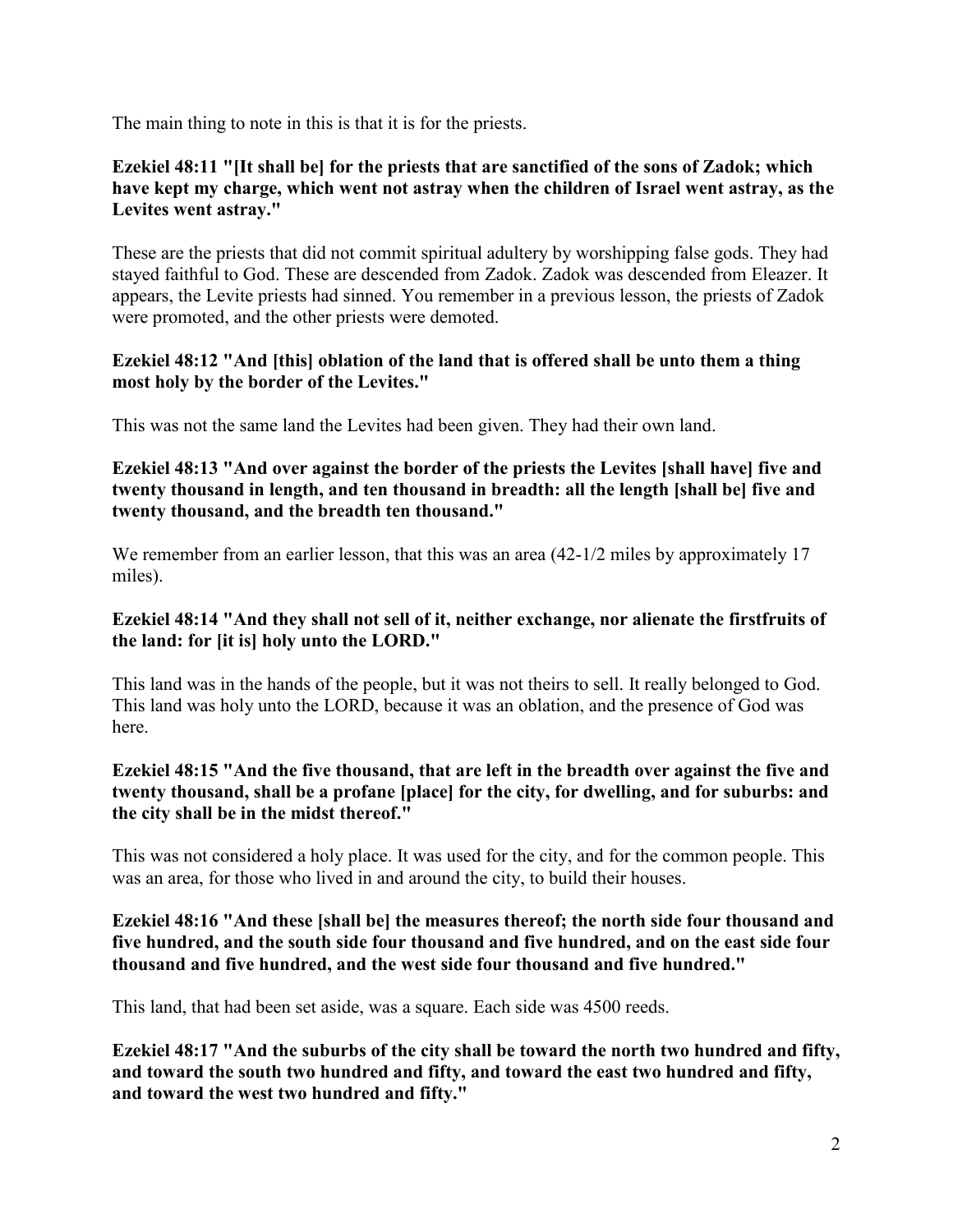The main thing to note in this is that it is for the priests.

**Ezekiel 48:11 "[It shall be] for the priests that are sanctified of the sons of Zadok; which have kept my charge, which went not astray when the children of Israel went astray, as the Levites went astray."**

These are the priests that did not commit spiritual adultery by worshipping false gods. They had stayed faithful to God. These are descended from Zadok. Zadok was descended from Eleazer. It appears, the Levite priests had sinned. You remember in a previous lesson, the priests of Zadok were promoted, and the other priests were demoted.

**Ezekiel 48:12 "And [this] oblation of the land that is offered shall be unto them a thing most holy by the border of the Levites."**

This was not the same land the Levites had been given. They had their own land.

**Ezekiel 48:13 "And over against the border of the priests the Levites [shall have] five and twenty thousand in length, and ten thousand in breadth: all the length [shall be] five and twenty thousand, and the breadth ten thousand."**

We remember from an earlier lesson, that this was an area (42-1/2 miles by approximately 17 miles).

**Ezekiel 48:14 "And they shall not sell of it, neither exchange, nor alienate the firstfruits of the land: for [it is] holy unto the LORD."**

This land was in the hands of the people, but it was not theirs to sell. It really belonged to God. This land was holy unto the LORD, because it was an oblation, and the presence of God was here.

**Ezekiel 48:15 "And the five thousand, that are left in the breadth over against the five and twenty thousand, shall be a profane [place] for the city, for dwelling, and for suburbs: and the city shall be in the midst thereof."**

This was not considered a holy place. It was used for the city, and for the common people. This was an area, for those who lived in and around the city, to build their houses.

**Ezekiel 48:16 "And these [shall be] the measures thereof; the north side four thousand and five hundred, and the south side four thousand and five hundred, and on the east side four thousand and five hundred, and the west side four thousand and five hundred."**

This land, that had been set aside, was a square. Each side was 4500 reeds.

**Ezekiel 48:17 "And the suburbs of the city shall be toward the north two hundred and fifty, and toward the south two hundred and fifty, and toward the east two hundred and fifty, and toward the west two hundred and fifty."**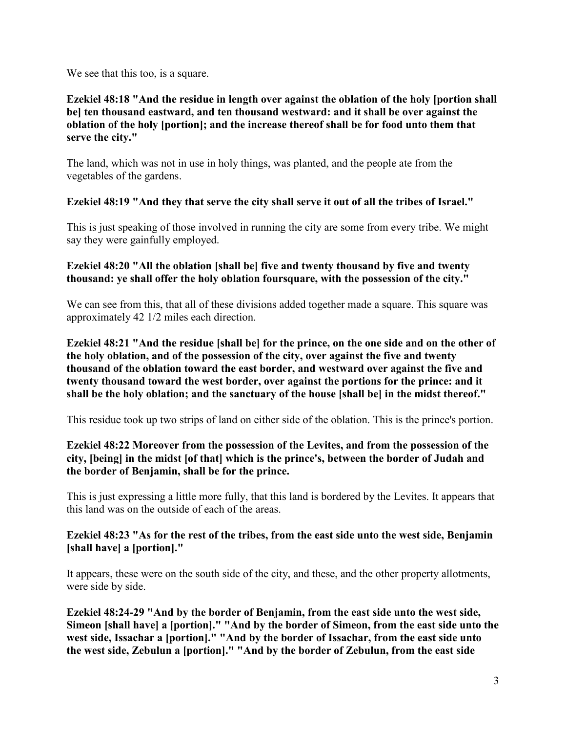We see that this too, is a square.

**Ezekiel 48:18 "And the residue in length over against the oblation of the holy [portion shall be] ten thousand eastward, and ten thousand westward: and it shall be over against the oblation of the holy [portion]; and the increase thereof shall be for food unto them that serve the city."**

The land, which was not in use in holy things, was planted, and the people ate from the vegetables of the gardens.

**Ezekiel 48:19 "And they that serve the city shall serve it out of all the tribes of Israel."**

This is just speaking of those involved in running the city are some from every tribe. We might say they were gainfully employed.

**Ezekiel 48:20 "All the oblation [shall be] five and twenty thousand by five and twenty thousand: ye shall offer the holy oblation foursquare, with the possession of the city."**

We can see from this, that all of these divisions added together made a square. This square was approximately 42 1/2 miles each direction.

**Ezekiel 48:21 "And the residue [shall be] for the prince, on the one side and on the other of the holy oblation, and of the possession of the city, over against the five and twenty thousand of the oblation toward the east border, and westward over against the five and twenty thousand toward the west border, over against the portions for the prince: and it shall be the holy oblation; and the sanctuary of the house [shall be] in the midst thereof."**

This residue took up two strips of land on either side of the oblation. This is the prince's portion.

**Ezekiel 48:22 Moreover from the possession of the Levites, and from the possession of the city, [being] in the midst [of that] which is the prince's, between the border of Judah and the border of Benjamin, shall be for the prince.**

This is just expressing a little more fully, that this land is bordered by the Levites. It appears that this land was on the outside of each of the areas.

**Ezekiel 48:23 "As for the rest of the tribes, from the east side unto the west side, Benjamin [shall have] a [portion]."**

It appears, these were on the south side of the city, and these, and the other property allotments, were side by side.

**Ezekiel 48:24-29 "And by the border of Benjamin, from the east side unto the west side, Simeon [shall have] a [portion]." "And by the border of Simeon, from the east side unto the west side, Issachar a [portion]." "And by the border of Issachar, from the east side unto the west side, Zebulun a [portion]." "And by the border of Zebulun, from the east side**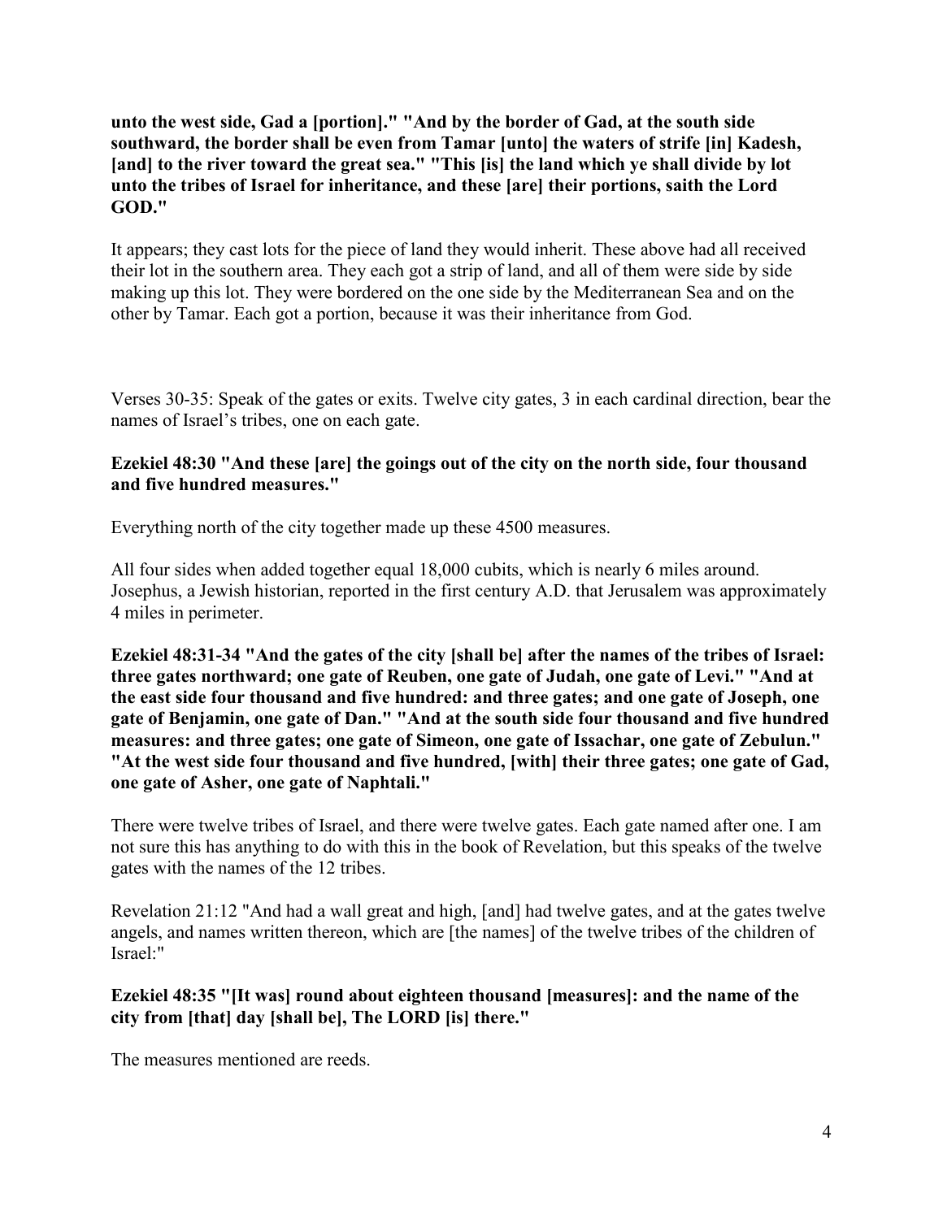**unto the west side, Gad a [portion]." "And by the border of Gad, at the south side southward, the border shall be even from Tamar [unto] the waters of strife [in] Kadesh, [and] to the river toward the great sea." "This [is] the land which ye shall divide by lot unto the tribes of Israel for inheritance, and these [are] their portions, saith the Lord GOD."**

It appears; they cast lots for the piece of land they would inherit. These above had all received their lot in the southern area. They each got a strip of land, and all of them were side by side making up this lot. They were bordered on the one side by the Mediterranean Sea and on the other by Tamar. Each got a portion, because it was their inheritance from God.

Verses 30-35: Speak of the gates or exits. Twelve city gates, 3 in each cardinal direction, bear the names of Israel's tribes, one on each gate.

**Ezekiel 48:30 "And these [are] the goings out of the city on the north side, four thousand and five hundred measures."**

Everything north of the city together made up these 4500 measures.

All four sides when added together equal 18,000 cubits, which is nearly 6 miles around. Josephus, a Jewish historian, reported in the first century A.D. that Jerusalem was approximately 4 miles in perimeter.

**Ezekiel 48:31-34 "And the gates of the city [shall be] after the names of the tribes of Israel: three gates northward; one gate of Reuben, one gate of Judah, one gate of Levi." "And at the east side four thousand and five hundred: and three gates; and one gate of Joseph, one gate of Benjamin, one gate of Dan." "And at the south side four thousand and five hundred measures: and three gates; one gate of Simeon, one gate of Issachar, one gate of Zebulun." "At the west side four thousand and five hundred, [with] their three gates; one gate of Gad, one gate of Asher, one gate of Naphtali."**

There were twelve tribes of Israel, and there were twelve gates. Each gate named after one. I am not sure this has anything to do with this in the book of Revelation, but this speaks of the twelve gates with the names of the 12 tribes.

Revelation 21:12 "And had a wall great and high, [and] had twelve gates, and at the gates twelve angels, and names written thereon, which are [the names] of the twelve tribes of the children of Israel:"

**Ezekiel 48:35 "[It was] round about eighteen thousand [measures]: and the name of the city from [that] day [shall be], The LORD [is] there."**

The measures mentioned are reeds.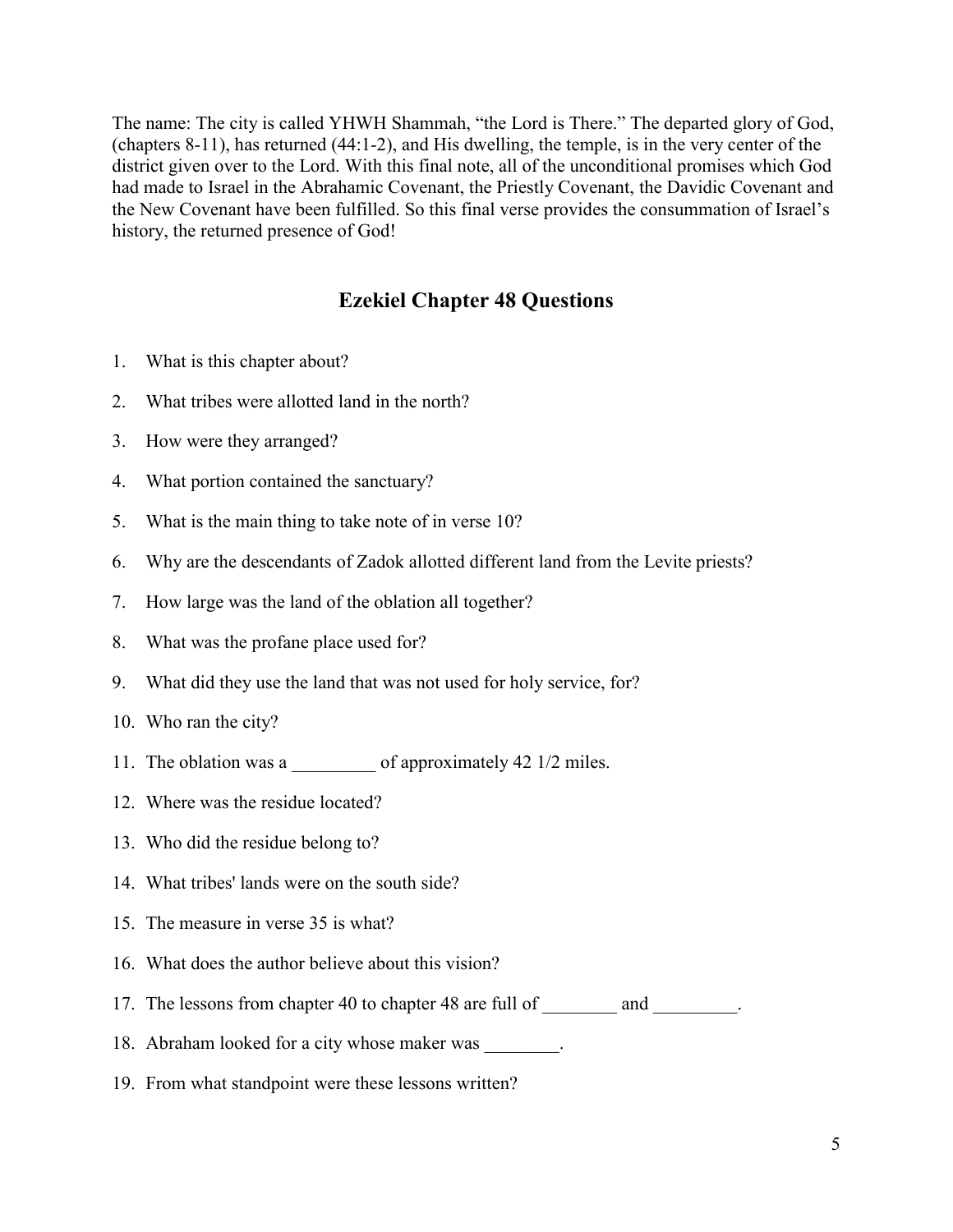The name: The city is called YHWH Shammah, “the Lord is There.” The departed glory of God, (chapters 8-11), has returned (44:1-2), and His dwelling, the temple, is in the very center of the district given over to the Lord. With this final note, all of the unconditional promises which God had made to Israel in the Abrahamic Covenant, the Priestly Covenant, the Davidic Covenant and the New Covenant have been fulfilled. So this final verse provides the consummation of Israel’s history, the returned presence of God!

## Ezekiel Chapter 48 Questions

1. What is this chapter about?
2. What tribes were allotted land in the north?
3. How were they arranged?
4. What portion contained the sanctuary?
5. What is the main thing to take note of in verse 10?
6. Why are the descendants of Zadok allotted different land from the Levite priests?
7. How large was the land of the oblation all together?
8. What was the profane place used for?
9. What did they use the land that was not used for holy service, for?
10. Who ran the city?
11. The oblation was a _________ of approximately 42 1/2 miles.
12. Where was the residue located?
13. Who did the residue belong to?
14. What tribes' lands were on the south side?
15. The measure in verse 35 is what?
16. What does the author believe about this vision?
17. The lessons from chapter 40 to chapter 48 are full of ________ and _________.
18. Abraham looked for a city whose maker was ________.
19. From what standpoint were these lessons written?